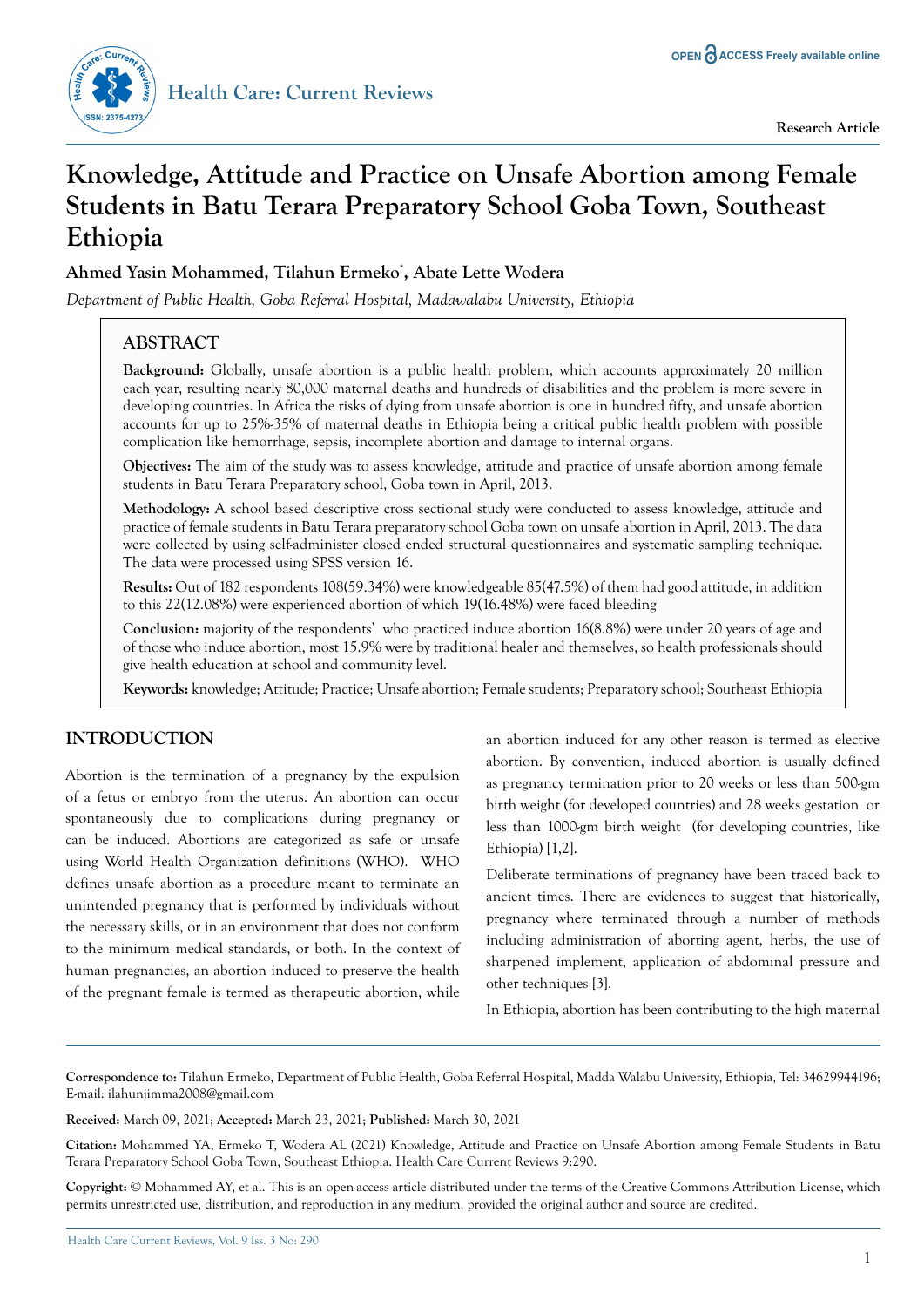Research Article

# Knowledge, Attitude and Practice on Unsafe Abortion among Female Students in Batu Terara Preparatory School Goba Town, Southeast Ethiopia

**Ahmed Yasin Mohammed, Tilahun Ermeko*, Abate Lette Wodera**

*Department of Public Health, Goba Referral Hospital, Madawalabu University, Ethiopia*

## ABSTRACT

**Background:** Globally, unsafe abortion is a public health problem, which accounts approximately 20 million each year, resulting nearly 80,000 maternal deaths and hundreds of disabilities and the problem is more severe in developing countries. In Africa the risks of dying from unsafe abortion is one in hundred fifty, and unsafe abortion accounts for up to 25%-35% of maternal deaths in Ethiopia being a critical public health problem with possible complication like hemorrhage, sepsis, incomplete abortion and damage to internal organs.

**Objectives:** The aim of the study was to assess knowledge, attitude and practice of unsafe abortion among female students in Batu Terara Preparatory school, Goba town in April, 2013.

**Methodology:** A school based descriptive cross sectional study were conducted to assess knowledge, attitude and practice of female students in Batu Terara preparatory school Goba town on unsafe abortion in April, 2013. The data were collected by using self-administer closed ended structural questionnaires and systematic sampling technique. The data were processed using SPSS version 16.

**Results:** Out of 182 respondents 108(59.34%) were knowledgeable 85(47.5%) of them had good attitude, in addition to this 22(12.08%) were experienced abortion of which 19(16.48%) were faced bleeding

**Conclusion:** majority of the respondents' who practiced induce abortion 16(8.8%) were under 20 years of age and of those who induce abortion, most 15.9% were by traditional healer and themselves, so health professionals should give health education at school and community level.

**Keywords:** knowledge; Attitude; Practice; Unsafe abortion; Female students; Preparatory school; Southeast Ethiopia

## INTRODUCTION

Abortion is the termination of a pregnancy by the expulsion of a fetus or embryo from the uterus. An abortion can occur spontaneously due to complications during pregnancy or can be induced. Abortions are categorized as safe or unsafe using World Health Organization definitions (WHO). WHO defines unsafe abortion as a procedure meant to terminate an unintended pregnancy that is performed by individuals without the necessary skills, or in an environment that does not conform to the minimum medical standards, or both. In the context of human pregnancies, an abortion induced to preserve the health of the pregnant female is termed as therapeutic abortion, while an abortion induced for any other reason is termed as elective abortion. By convention, induced abortion is usually defined as pregnancy termination prior to 20 weeks or less than 500-gm birth weight (for developed countries) and 28 weeks gestation or less than 1000-gm birth weight (for developing countries, like Ethiopia) [1,2].

Deliberate terminations of pregnancy have been traced back to ancient times. There are evidences to suggest that historically, pregnancy where terminated through a number of methods including administration of aborting agent, herbs, the use of sharpened implement, application of abdominal pressure and other techniques [3].

In Ethiopia, abortion has been contributing to the high maternal

**Correspondence to:** Tilahun Ermeko, Department of Public Health, Goba Referral Hospital, Madda Walabu University, Ethiopia, Tel: 34629944196; E-mail: ilahunjimma2008@gmail.com

**Received:** March 09, 2021; **Accepted:** March 23, 2021; **Published:** March 30, 2021

**Citation:** Mohammed YA, Ermeko T, Wodera AL (2021) Knowledge, Attitude and Practice on Unsafe Abortion among Female Students in Batu Terara Preparatory School Goba Town, Southeast Ethiopia. Health Care Current Reviews 9:290.

**Copyright:** © Mohammed AY, et al. This is an open-access article distributed under the terms of the Creative Commons Attribution License, which permits unrestricted use, distribution, and reproduction in any medium, provided the original author and source are credited.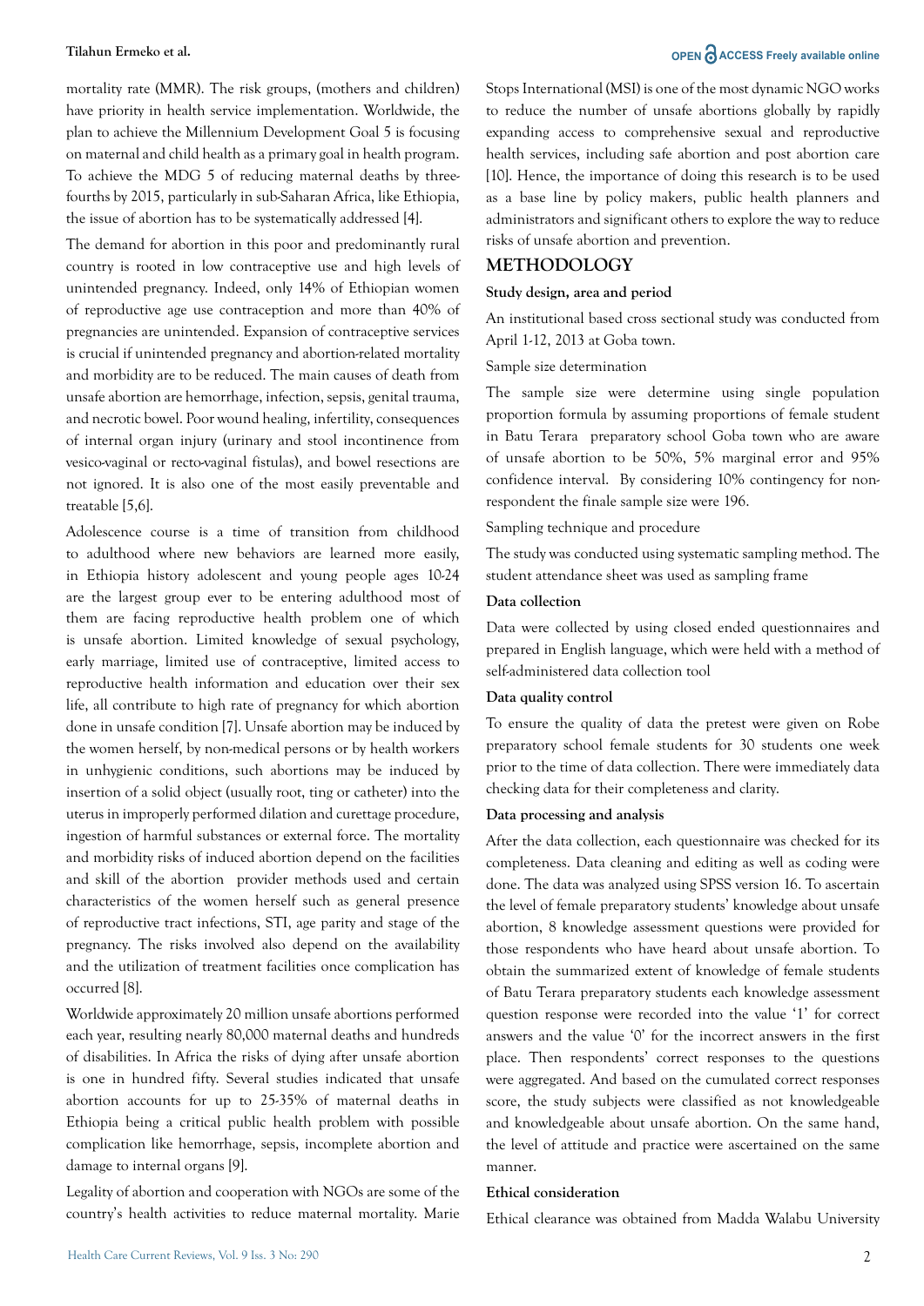mortality rate (MMR). The risk groups, (mothers and children) have priority in health service implementation. Worldwide, the plan to achieve the Millennium Development Goal 5 is focusing on maternal and child health as a primary goal in health program. To achieve the MDG 5 of reducing maternal deaths by three-fourths by 2015, particularly in sub-Saharan Africa, like Ethiopia, the issue of abortion has to be systematically addressed [4].

The demand for abortion in this poor and predominantly rural country is rooted in low contraceptive use and high levels of unintended pregnancy. Indeed, only 14% of Ethiopian women of reproductive age use contraception and more than 40% of pregnancies are unintended. Expansion of contraceptive services is crucial if unintended pregnancy and abortion-related mortality and morbidity are to be reduced. The main causes of death from unsafe abortion are hemorrhage, infection, sepsis, genital trauma, and necrotic bowel. Poor wound healing, infertility, consequences of internal organ injury (urinary and stool incontinence from vesico-vaginal or recto-vaginal fistulas), and bowel resections are not ignored. It is also one of the most easily preventable and treatable [5,6].

Adolescence course is a time of transition from childhood to adulthood where new behaviors are learned more easily, in Ethiopia history adolescent and young people ages 10-24 are the largest group ever to be entering adulthood most of them are facing reproductive health problem one of which is unsafe abortion. Limited knowledge of sexual psychology, early marriage, limited use of contraceptive, limited access to reproductive health information and education over their sex life, all contribute to high rate of pregnancy for which abortion done in unsafe condition [7]. Unsafe abortion may be induced by the women herself, by non-medical persons or by health workers in unhygienic conditions, such abortions may be induced by insertion of a solid object (usually root, ting or catheter) into the uterus in improperly performed dilation and curettage procedure, ingestion of harmful substances or external force. The mortality and morbidity risks of induced abortion depend on the facilities and skill of the abortion provider methods used and certain characteristics of the women herself such as general presence of reproductive tract infections, STI, age parity and stage of the pregnancy. The risks involved also depend on the availability and the utilization of treatment facilities once complication has occurred [8].

Worldwide approximately 20 million unsafe abortions performed each year, resulting nearly 80,000 maternal deaths and hundreds of disabilities. In Africa the risks of dying after unsafe abortion is one in hundred fifty. Several studies indicated that unsafe abortion accounts for up to 25-35% of maternal deaths in Ethiopia being a critical public health problem with possible complication like hemorrhage, sepsis, incomplete abortion and damage to internal organs [9].

Legality of abortion and cooperation with NGOs are some of the country's health activities to reduce maternal mortality. Marie Stops International (MSI) is one of the most dynamic NGO works to reduce the number of unsafe abortions globally by rapidly expanding access to comprehensive sexual and reproductive health services, including safe abortion and post abortion care [10]. Hence, the importance of doing this research is to be used as a base line by policy makers, public health planners and administrators and significant others to explore the way to reduce risks of unsafe abortion and prevention.

## METHODOLOGY

### Study design, area and period

An institutional based cross sectional study was conducted from April 1-12, 2013 at Goba town.

Sample size determination

The sample size were determine using single population proportion formula by assuming proportions of female student in Batu Terara preparatory school Goba town who are aware of unsafe abortion to be 50%, 5% marginal error and 95% confidence interval. By considering 10% contingency for non-respondent the finale sample size were 196.

Sampling technique and procedure

The study was conducted using systematic sampling method. The student attendance sheet was used as sampling frame

### Data collection

Data were collected by using closed ended questionnaires and prepared in English language, which were held with a method of self-administered data collection tool

### Data quality control

To ensure the quality of data the pretest were given on Robe preparatory school female students for 30 students one week prior to the time of data collection. There were immediately data checking data for their completeness and clarity.

### Data processing and analysis

After the data collection, each questionnaire was checked for its completeness. Data cleaning and editing as well as coding were done. The data was analyzed using SPSS version 16. To ascertain the level of female preparatory students' knowledge about unsafe abortion, 8 knowledge assessment questions were provided for those respondents who have heard about unsafe abortion. To obtain the summarized extent of knowledge of female students of Batu Terara preparatory students each knowledge assessment question response were recorded into the value '1' for correct answers and the value '0' for the incorrect answers in the first place. Then respondents' correct responses to the questions were aggregated. And based on the cumulated correct responses score, the study subjects were classified as not knowledgeable and knowledgeable about unsafe abortion. On the same hand, the level of attitude and practice were ascertained on the same manner.

### Ethical consideration

Ethical clearance was obtained from Madda Walabu University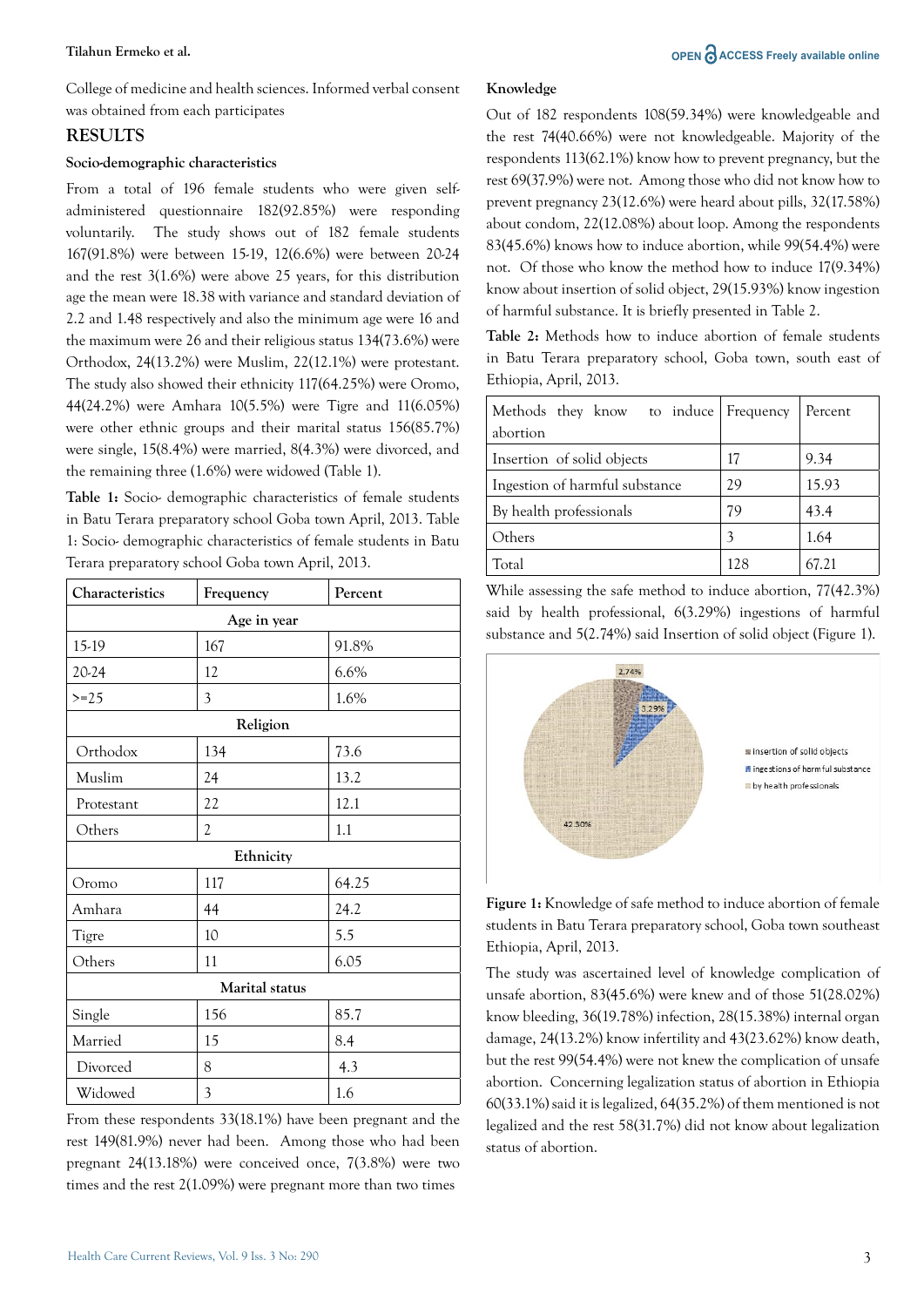College of medicine and health sciences. Informed verbal consent was obtained from each participates

## RESULTS

### Socio-demographic characteristics

From a total of 196 female students who were given self-administered questionnaire 182(92.85%) were responding voluntarily. The study shows out of 182 female students 167(91.8%) were between 15-19, 12(6.6%) were between 20-24 and the rest 3(1.6%) were above 25 years, for this distribution age the mean were 18.38 with variance and standard deviation of 2.2 and 1.48 respectively and also the minimum age were 16 and the maximum were 26 and their religious status 134(73.6%) were Orthodox, 24(13.2%) were Muslim, 22(12.1%) were protestant. The study also showed their ethnicity 117(64.25%) were Oromo, 44(24.2%) were Amhara 10(5.5%) were Tigre and 11(6.05%) were other ethnic groups and their marital status 156(85.7%) were single, 15(8.4%) were married, 8(4.3%) were divorced, and the remaining three (1.6%) were widowed (Table 1).

**Table 1:** Socio- demographic characteristics of female students in Batu Terara preparatory school Goba town April, 2013. Table 1: Socio- demographic characteristics of female students in Batu Terara preparatory school Goba town April, 2013.

| Characteristics | Frequency | Percent |
|---|---|---|
| **Age in year** | | |
| 15-19 | 167 | 91.8% |
| 20-24 | 12 | 6.6% |
| >=25 | 3 | 1.6% |
| **Religion** | | |
| Orthodox | 134 | 73.6 |
| Muslim | 24 | 13.2 |
| Protestant | 22 | 12.1 |
| Others | 2 | 1.1 |
| **Ethnicity** | | |
| Oromo | 117 | 64.25 |
| Amhara | 44 | 24.2 |
| Tigre | 10 | 5.5 |
| Others | 11 | 6.05 |
| **Marital status** | | |
| Single | 156 | 85.7 |
| Married | 15 | 8.4 |
| Divorced | 8 | 4.3 |
| Widowed | 3 | 1.6 |

From these respondents 33(18.1%) have been pregnant and the rest 149(81.9%) never had been. Among those who had been pregnant 24(13.18%) were conceived once, 7(3.8%) were two times and the rest 2(1.09%) were pregnant more than two times

### Knowledge

Out of 182 respondents 108(59.34%) were knowledgeable and the rest 74(40.66%) were not knowledgeable. Majority of the respondents 113(62.1%) know how to prevent pregnancy, but the rest 69(37.9%) were not. Among those who did not know how to prevent pregnancy 23(12.6%) were heard about pills, 32(17.58%) about condom, 22(12.08%) about loop. Among the respondents 83(45.6%) knows how to induce abortion, while 99(54.4%) were not. Of those who know the method how to induce 17(9.34%) know about insertion of solid object, 29(15.93%) know ingestion of harmful substance. It is briefly presented in Table 2.

**Table 2:** Methods how to induce abortion of female students in Batu Terara preparatory school, Goba town, south east of Ethiopia, April, 2013.

| Methods they know to induce abortion | Frequency | Percent |
|---|---|---|
| Insertion of solid objects | 17 | 9.34 |
| Ingestion of harmful substance | 29 | 15.93 |
| By health professionals | 79 | 43.4 |
| Others | 3 | 1.64 |
| Total | 128 | 67.21 |

While assessing the safe method to induce abortion, 77(42.3%) said by health professional, 6(3.29%) ingestions of harmful substance and 5(2.74%) said Insertion of solid object (Figure 1).

**Figure 1:** Knowledge of safe method to induce abortion of female students in Batu Terara preparatory school, Goba town southeast Ethiopia, April, 2013.

The study was ascertained level of knowledge complication of unsafe abortion, 83(45.6%) were knew and of those 51(28.02%) know bleeding, 36(19.78%) infection, 28(15.38%) internal organ damage, 24(13.2%) know infertility and 43(23.62%) know death, but the rest 99(54.4%) were not knew the complication of unsafe abortion. Concerning legalization status of abortion in Ethiopia 60(33.1%) said it is legalized, 64(35.2%) of them mentioned is not legalized and the rest 58(31.7%) did not know about legalization status of abortion.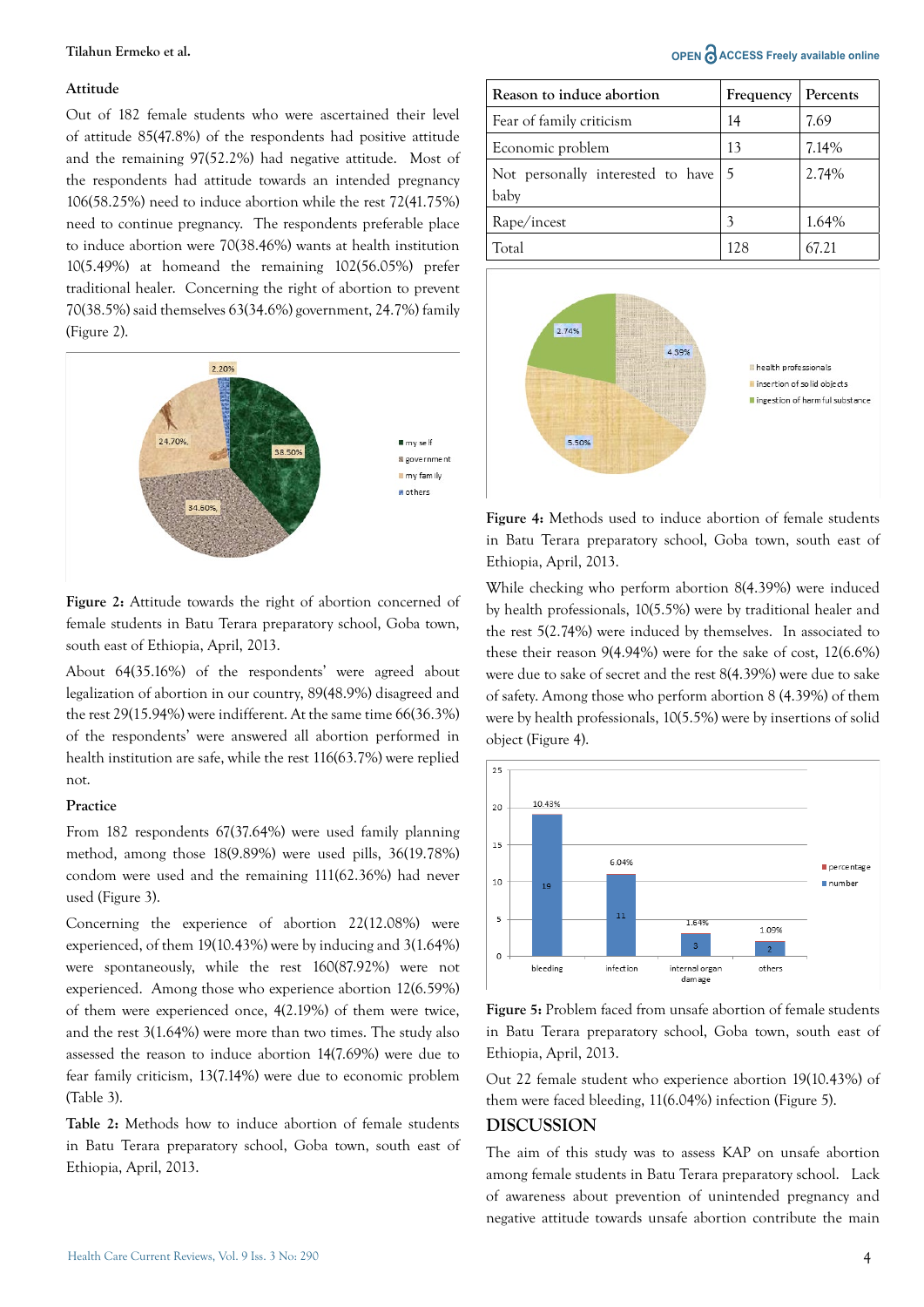### Attitude

Out of 182 female students who were ascertained their level of attitude 85(47.8%) of the respondents had positive attitude and the remaining 97(52.2%) had negative attitude. Most of the respondents had attitude towards an intended pregnancy 106(58.25%) need to induce abortion while the rest 72(41.75%) need to continue pregnancy. The respondents preferable place to induce abortion were 70(38.46%) wants at health institution 10(5.49%) at homeand the remaining 102(56.05%) prefer traditional healer. Concerning the right of abortion to prevent 70(38.5%) said themselves 63(34.6%) government, 24.7%) family (Figure 2).

**Figure 2:** Attitude towards the right of abortion concerned of female students in Batu Terara preparatory school, Goba town, south east of Ethiopia, April, 2013.

About 64(35.16%) of the respondents' were agreed about legalization of abortion in our country, 89(48.9%) disagreed and the rest 29(15.94%) were indifferent. At the same time 66(36.3%) of the respondents' were answered all abortion performed in health institution are safe, while the rest 116(63.7%) were replied not.

### Practice

From 182 respondents 67(37.64%) were used family planning method, among those 18(9.89%) were used pills, 36(19.78%) condom were used and the remaining 111(62.36%) had never used (Figure 3).

Concerning the experience of abortion 22(12.08%) were experienced, of them 19(10.43%) were by inducing and 3(1.64%) were spontaneously, while the rest 160(87.92%) were not experienced. Among those who experience abortion 12(6.59%) of them were experienced once, 4(2.19%) of them were twice, and the rest 3(1.64%) were more than two times. The study also assessed the reason to induce abortion 14(7.69%) were due to fear family criticism, 13(7.14%) were due to economic problem (Table 3).

**Table 2:** Methods how to induce abortion of female students in Batu Terara preparatory school, Goba town, south east of Ethiopia, April, 2013.

| Reason to induce abortion | Frequency | Percents |
|---|---|---|
| Fear of family criticism | 14 | 7.69 |
| Economic problem | 13 | 7.14% |
| Not personally interested to have baby | 5 | 2.74% |
| Rape/incest | 3 | 1.64% |
| Total | 128 | 67.21 |

**Figure 4:** Methods used to induce abortion of female students in Batu Terara preparatory school, Goba town, south east of Ethiopia, April, 2013.

While checking who perform abortion 8(4.39%) were induced by health professionals, 10(5.5%) were by traditional healer and the rest 5(2.74%) were induced by themselves. In associated to these their reason 9(4.94%) were for the sake of cost, 12(6.6%) were due to sake of secret and the rest 8(4.39%) were due to sake of safety. Among those who perform abortion 8 (4.39%) of them were by health professionals, 10(5.5%) were by insertions of solid object (Figure 4).

**Figure 5:** Problem faced from unsafe abortion of female students in Batu Terara preparatory school, Goba town, south east of Ethiopia, April, 2013.

Out 22 female student who experience abortion 19(10.43%) of them were faced bleeding, 11(6.04%) infection (Figure 5).

## DISCUSSION

The aim of this study was to assess KAP on unsafe abortion among female students in Batu Terara preparatory school. Lack of awareness about prevention of unintended pregnancy and negative attitude towards unsafe abortion contribute the main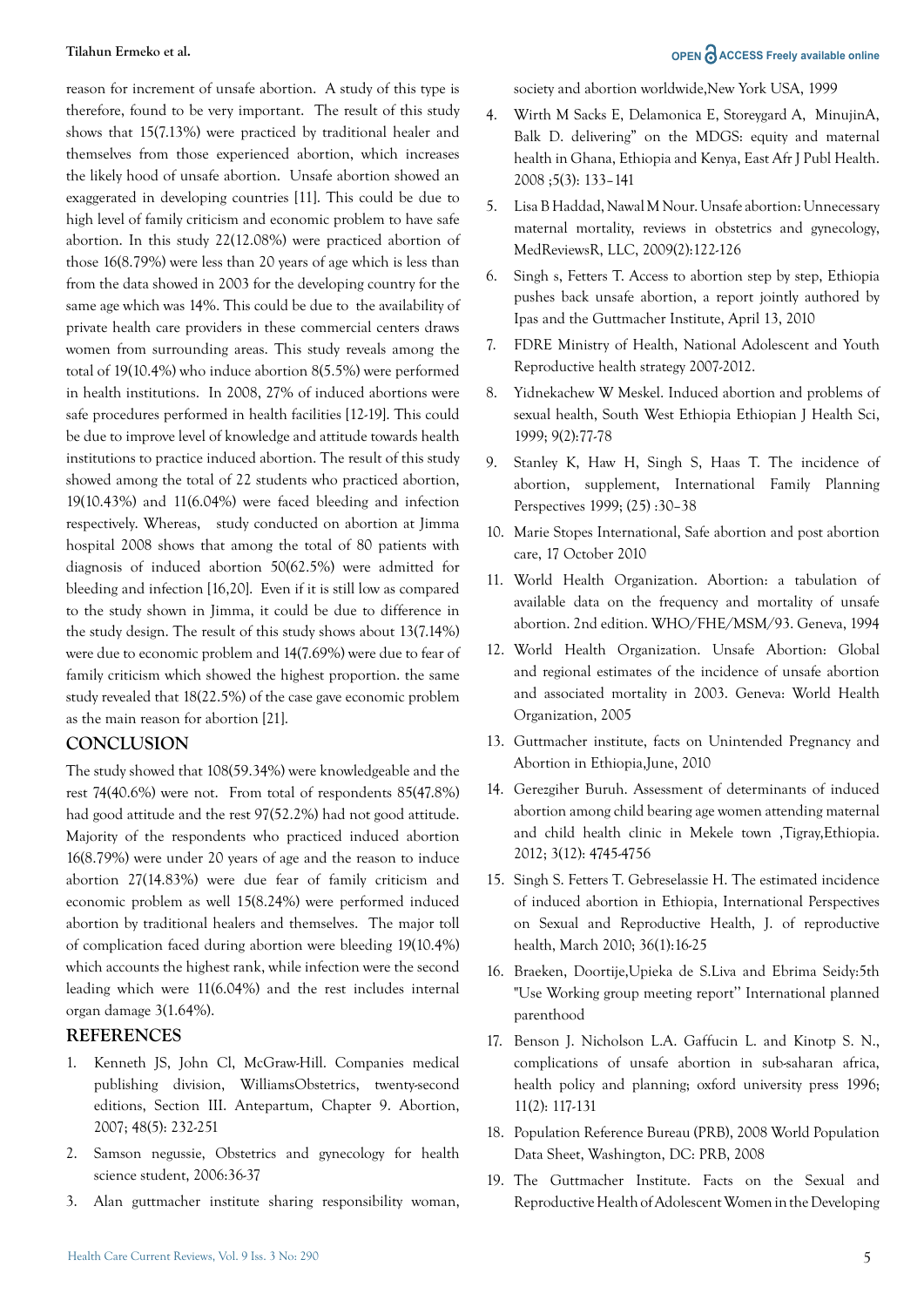reason for increment of unsafe abortion. A study of this type is therefore, found to be very important. The result of this study shows that 15(7.13%) were practiced by traditional healer and themselves from those experienced abortion, which increases the likely hood of unsafe abortion. Unsafe abortion showed an exaggerated in developing countries [11]. This could be due to high level of family criticism and economic problem to have safe abortion. In this study 22(12.08%) were practiced abortion of those 16(8.79%) were less than 20 years of age which is less than from the data showed in 2003 for the developing country for the same age which was 14%. This could be due to the availability of private health care providers in these commercial centers draws women from surrounding areas. This study reveals among the total of 19(10.4%) who induce abortion 8(5.5%) were performed in health institutions. In 2008, 27% of induced abortions were safe procedures performed in health facilities [12-19]. This could be due to improve level of knowledge and attitude towards health institutions to practice induced abortion. The result of this study showed among the total of 22 students who practiced abortion, 19(10.43%) and 11(6.04%) were faced bleeding and infection respectively. Whereas, study conducted on abortion at Jimma hospital 2008 shows that among the total of 80 patients with diagnosis of induced abortion 50(62.5%) were admitted for bleeding and infection [16,20]. Even if it is still low as compared to the study shown in Jimma, it could be due to difference in the study design. The result of this study shows about 13(7.14%) were due to economic problem and 14(7.69%) were due to fear of family criticism which showed the highest proportion. the same study revealed that 18(22.5%) of the case gave economic problem as the main reason for abortion [21].

## CONCLUSION

The study showed that 108(59.34%) were knowledgeable and the rest 74(40.6%) were not. From total of respondents 85(47.8%) had good attitude and the rest 97(52.2%) had not good attitude. Majority of the respondents who practiced induced abortion 16(8.79%) were under 20 years of age and the reason to induce abortion 27(14.83%) were due fear of family criticism and economic problem as well 15(8.24%) were performed induced abortion by traditional healers and themselves. The major toll of complication faced during abortion were bleeding 19(10.4%) which accounts the highest rank, while infection were the second leading which were 11(6.04%) and the rest includes internal organ damage 3(1.64%).

## REFERENCES

1. Kenneth JS, John Cl, McGraw-Hill. Companies medical publishing division, WilliamsObstetrics, twenty-second editions, Section III. Antepartum, Chapter 9. Abortion, 2007; 48(5): 232-251
2. Samson negussie, Obstetrics and gynecology for health science student, 2006:36-37
3. Alan guttmacher institute sharing responsibility woman, society and abortion worldwide,New York USA, 1999
4. Wirth M Sacks E, Delamonica E, Storeygard A, MinujinA, Balk D. delivering" on the MDGS: equity and maternal health in Ghana, Ethiopia and Kenya, East Afr J Publ Health. 2008 ;5(3): 133–141
5. Lisa B Haddad, Nawal M Nour. Unsafe abortion: Unnecessary maternal mortality, reviews in obstetrics and gynecology, MedReviewsR, LLC, 2009(2):122-126
6. Singh s, Fetters T. Access to abortion step by step, Ethiopia pushes back unsafe abortion, a report jointly authored by Ipas and the Guttmacher Institute, April 13, 2010
7. FDRE Ministry of Health, National Adolescent and Youth Reproductive health strategy 2007-2012.
8. Yidnekachew W Meskel. Induced abortion and problems of sexual health, South West Ethiopia Ethiopian J Health Sci, 1999; 9(2):77-78
9. Stanley K, Haw H, Singh S, Haas T. The incidence of abortion, supplement, International Family Planning Perspectives 1999; (25) :30–38
10. Marie Stopes International, Safe abortion and post abortion care, 17 October 2010
11. World Health Organization. Abortion: a tabulation of available data on the frequency and mortality of unsafe abortion. 2nd edition. WHO/FHE/MSM/93. Geneva, 1994
12. World Health Organization. Unsafe Abortion: Global and regional estimates of the incidence of unsafe abortion and associated mortality in 2003. Geneva: World Health Organization, 2005
13. Guttmacher institute, facts on Unintended Pregnancy and Abortion in Ethiopia,June, 2010
14. Gerezgiher Buruh. Assessment of determinants of induced abortion among child bearing age women attending maternal and child health clinic in Mekele town ,Tigray,Ethiopia. 2012; 3(12): 4745-4756
15. Singh S. Fetters T. Gebreselassie H. The estimated incidence of induced abortion in Ethiopia, International Perspectives on Sexual and Reproductive Health, J. of reproductive health, March 2010; 36(1):16-25
16. Braeken, Doortije,Upieka de S.Liva and Ebrima Seidy:5th "Use Working group meeting report'' International planned parenthood
17. Benson J. Nicholson L.A. Gaffucin L. and Kinotp S. N., complications of unsafe abortion in sub-saharan africa, health policy and planning; oxford university press 1996; 11(2): 117-131
18. Population Reference Bureau (PRB), 2008 World Population Data Sheet, Washington, DC: PRB, 2008
19. The Guttmacher Institute. Facts on the Sexual and Reproductive Health of Adolescent Women in the Developing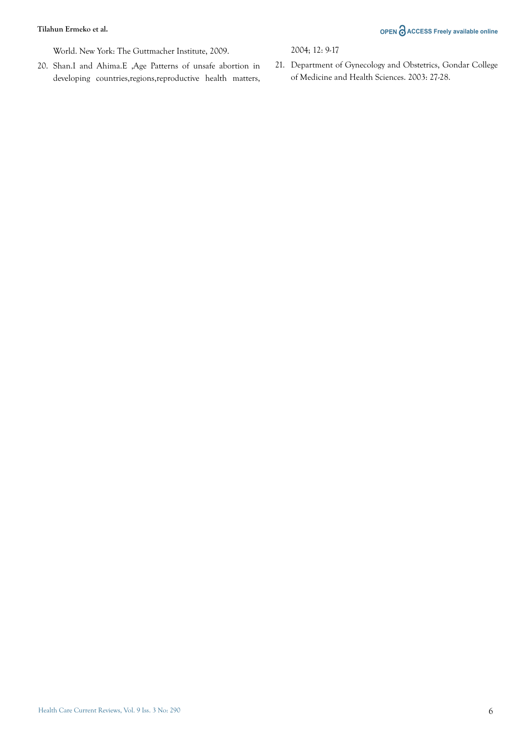World. New York: The Guttmacher Institute, 2009.

20. Shan.I and Ahima.E ,Age Patterns of unsafe abortion in developing countries,regions,reproductive health matters, 2004; 12: 9-17

21. Department of Gynecology and Obstetrics, Gondar College of Medicine and Health Sciences. 2003: 27-28.